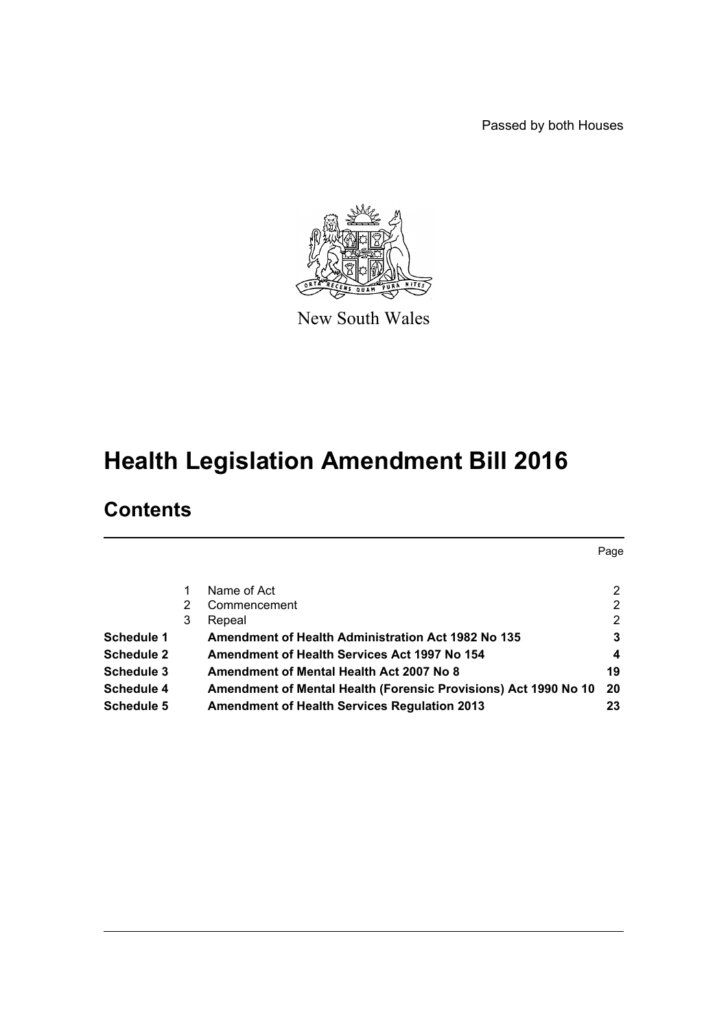Passed by both Houses

New South Wales

# Health Legislation Amendment Bill 2016

## Contents

| | | | Page |
|---|---|---|---|
| | 1 | Name of Act | 2 |
| | 2 | Commencement | 2 |
| | 3 | Repeal | 2 |
| **Schedule 1** | | **Amendment of Health Administration Act 1982 No 135** | **3** |
| **Schedule 2** | | **Amendment of Health Services Act 1997 No 154** | **4** |
| **Schedule 3** | | **Amendment of Mental Health Act 2007 No 8** | **19** |
| **Schedule 4** | | **Amendment of Mental Health (Forensic Provisions) Act 1990 No 10** | **20** |
| **Schedule 5** | | **Amendment of Health Services Regulation 2013** | **23** |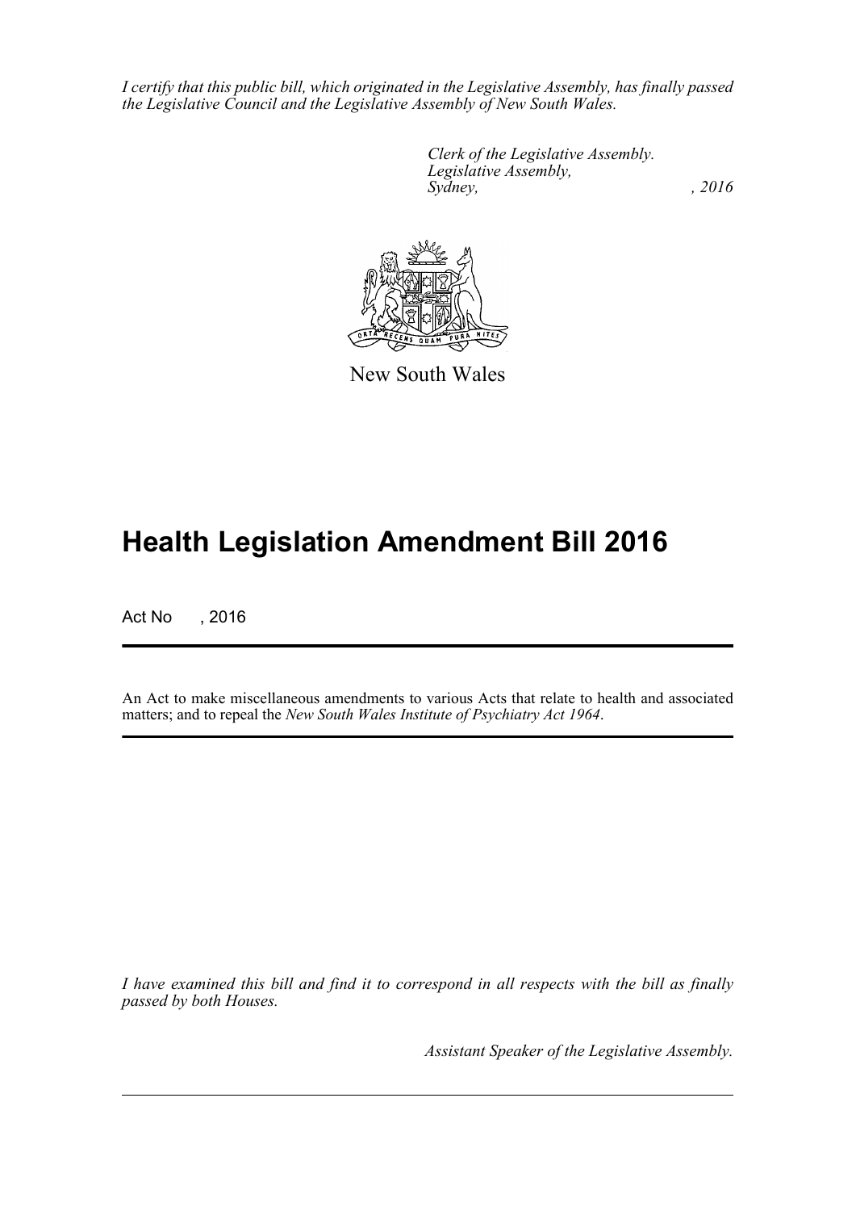*I certify that this public bill, which originated in the Legislative Assembly, has finally passed the Legislative Council and the Legislative Assembly of New South Wales.*

*Clerk of the Legislative Assembly.*
*Legislative Assembly,*
*Sydney, , 2016*

New South Wales

# Health Legislation Amendment Bill 2016

Act No , 2016

An Act to make miscellaneous amendments to various Acts that relate to health and associated matters; and to repeal the *New South Wales Institute of Psychiatry Act 1964*.

*I have examined this bill and find it to correspond in all respects with the bill as finally passed by both Houses.*

*Assistant Speaker of the Legislative Assembly.*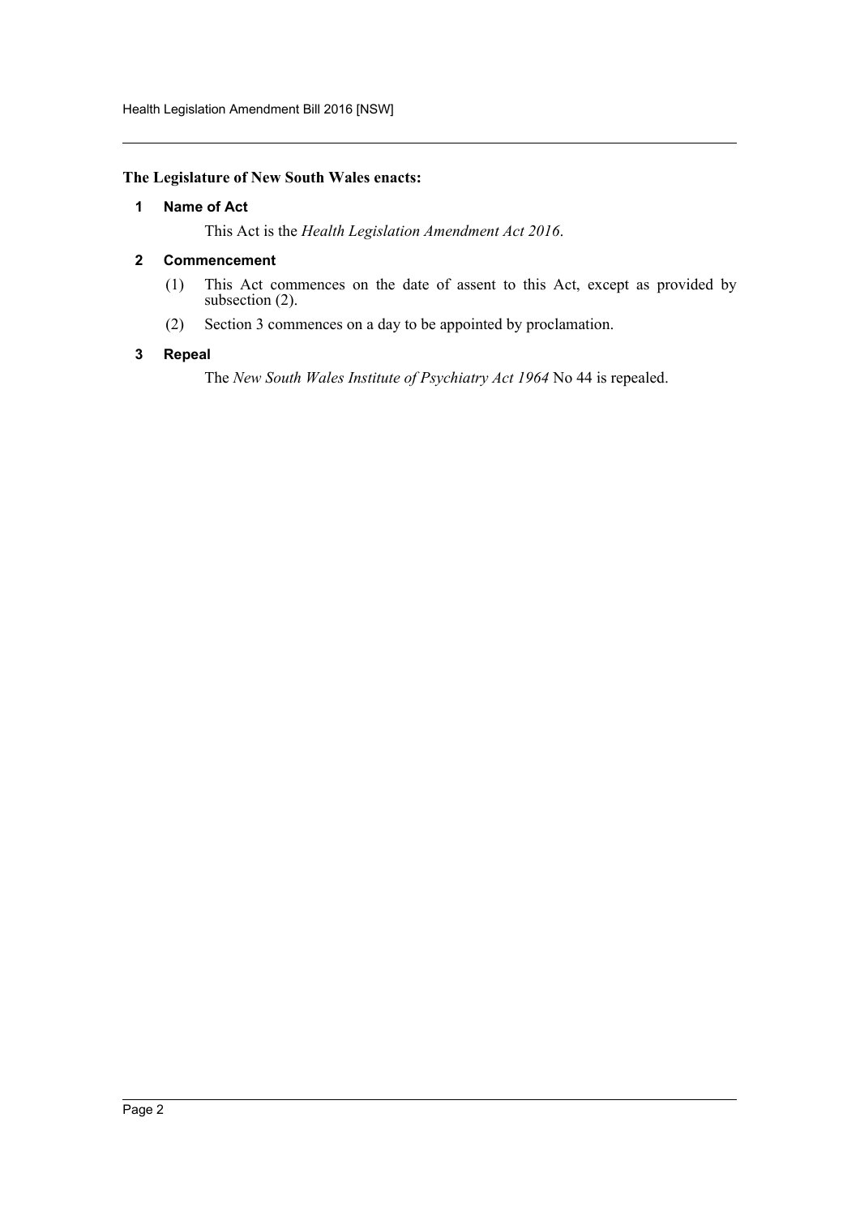**The Legislature of New South Wales enacts:**

## 1 Name of Act

This Act is the *Health Legislation Amendment Act 2016*.

## 2 Commencement

(1) This Act commences on the date of assent to this Act, except as provided by subsection (2).

(2) Section 3 commences on a day to be appointed by proclamation.

## 3 Repeal

The *New South Wales Institute of Psychiatry Act 1964* No 44 is repealed.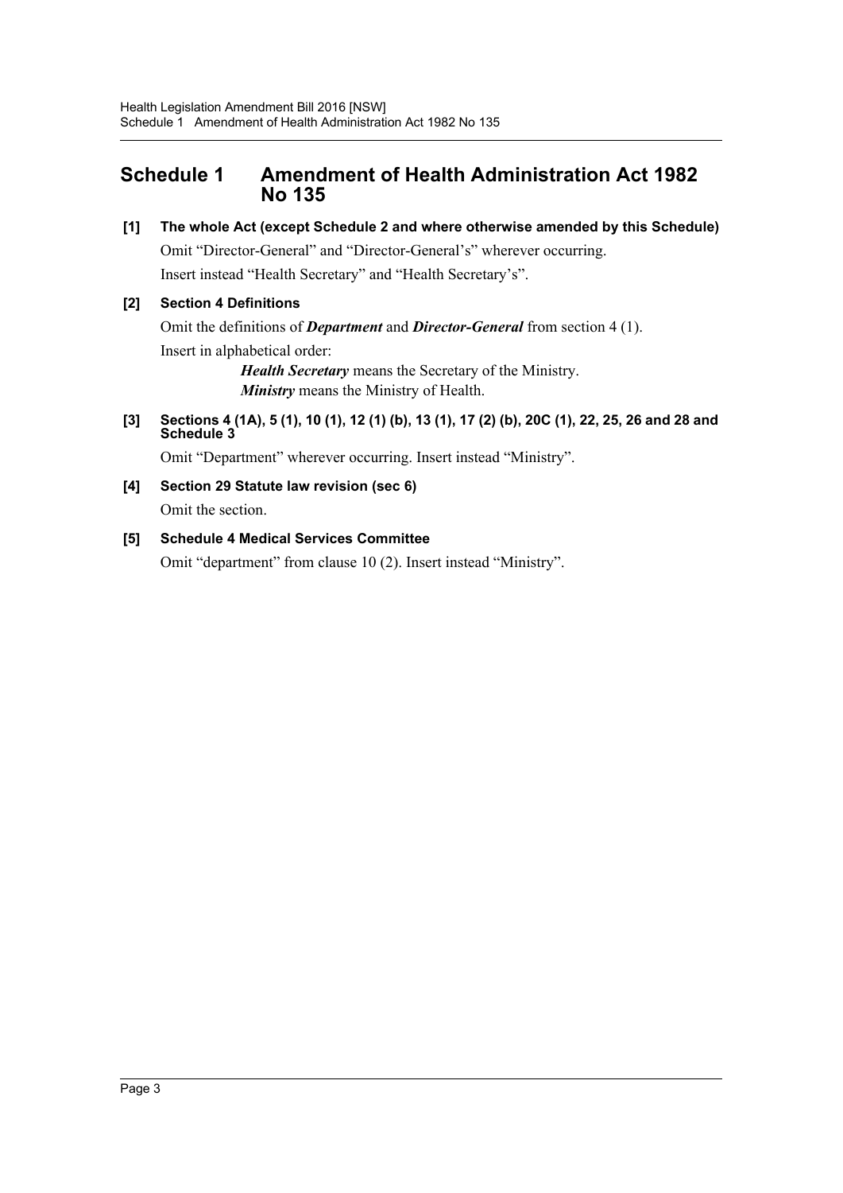# Schedule 1 Amendment of Health Administration Act 1982 No 135

**[1] The whole Act (except Schedule 2 and where otherwise amended by this Schedule)**

Omit "Director-General" and "Director-General's" wherever occurring.

Insert instead "Health Secretary" and "Health Secretary's".

**[2] Section 4 Definitions**

Omit the definitions of ***Department*** and ***Director-General*** from section 4 (1).

Insert in alphabetical order:

> ***Health Secretary*** means the Secretary of the Ministry.
>
> ***Ministry*** means the Ministry of Health.

**[3] Sections 4 (1A), 5 (1), 10 (1), 12 (1) (b), 13 (1), 17 (2) (b), 20C (1), 22, 25, 26 and 28 and Schedule 3**

Omit "Department" wherever occurring. Insert instead "Ministry".

**[4] Section 29 Statute law revision (sec 6)**

Omit the section.

**[5] Schedule 4 Medical Services Committee**

Omit "department" from clause 10 (2). Insert instead "Ministry".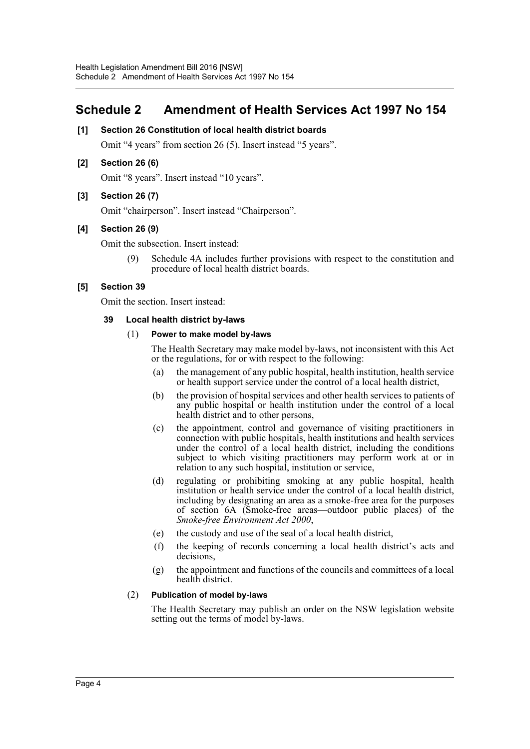## Schedule 2 Amendment of Health Services Act 1997 No 154

**[1] Section 26 Constitution of local health district boards**

Omit "4 years" from section 26 (5). Insert instead "5 years".

**[2] Section 26 (6)**

Omit "8 years". Insert instead "10 years".

**[3] Section 26 (7)**

Omit "chairperson". Insert instead "Chairperson".

**[4] Section 26 (9)**

Omit the subsection. Insert instead:

(9) Schedule 4A includes further provisions with respect to the constitution and procedure of local health district boards.

**[5] Section 39**

Omit the section. Insert instead:

**39 Local health district by-laws**

(1) **Power to make model by-laws**

The Health Secretary may make model by-laws, not inconsistent with this Act or the regulations, for or with respect to the following:

(a) the management of any public hospital, health institution, health service or health support service under the control of a local health district,

(b) the provision of hospital services and other health services to patients of any public hospital or health institution under the control of a local health district and to other persons,

(c) the appointment, control and governance of visiting practitioners in connection with public hospitals, health institutions and health services under the control of a local health district, including the conditions subject to which visiting practitioners may perform work at or in relation to any such hospital, institution or service,

(d) regulating or prohibiting smoking at any public hospital, health institution or health service under the control of a local health district, including by designating an area as a smoke-free area for the purposes of section 6A (Smoke-free areas—outdoor public places) of the *Smoke-free Environment Act 2000*,

(e) the custody and use of the seal of a local health district,

(f) the keeping of records concerning a local health district's acts and decisions,

(g) the appointment and functions of the councils and committees of a local health district.

(2) **Publication of model by-laws**

The Health Secretary may publish an order on the NSW legislation website setting out the terms of model by-laws.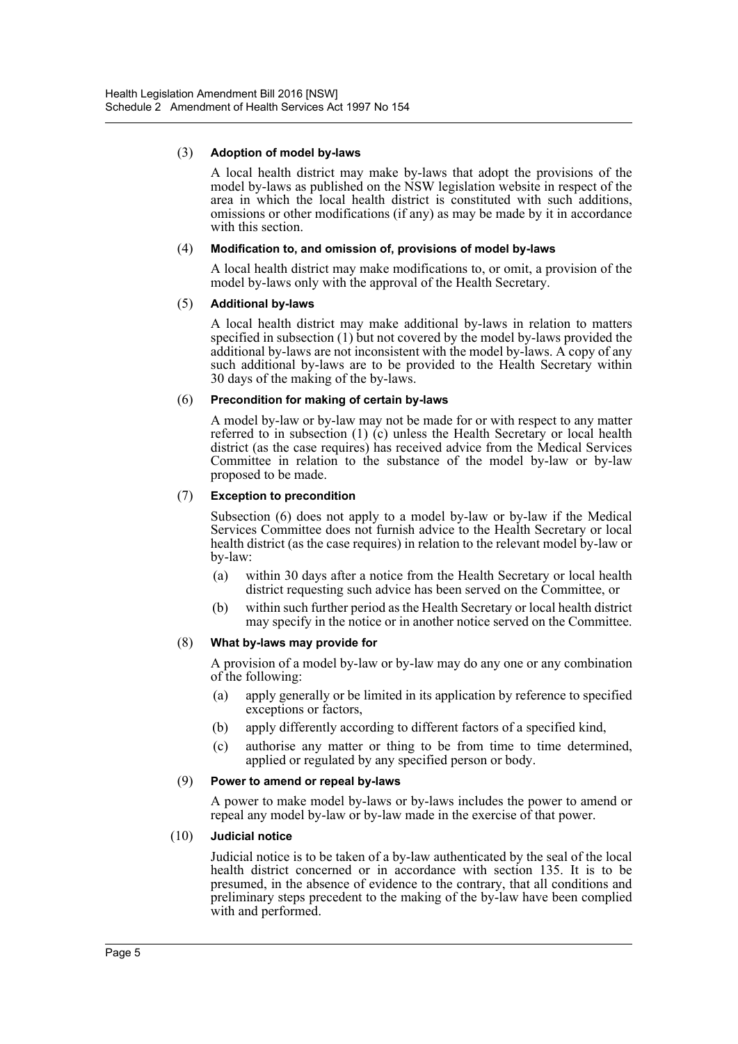(3) **Adoption of model by-laws**

A local health district may make by-laws that adopt the provisions of the model by-laws as published on the NSW legislation website in respect of the area in which the local health district is constituted with such additions, omissions or other modifications (if any) as may be made by it in accordance with this section.

(4) **Modification to, and omission of, provisions of model by-laws**

A local health district may make modifications to, or omit, a provision of the model by-laws only with the approval of the Health Secretary.

(5) **Additional by-laws**

A local health district may make additional by-laws in relation to matters specified in subsection (1) but not covered by the model by-laws provided the additional by-laws are not inconsistent with the model by-laws. A copy of any such additional by-laws are to be provided to the Health Secretary within 30 days of the making of the by-laws.

(6) **Precondition for making of certain by-laws**

A model by-law or by-law may not be made for or with respect to any matter referred to in subsection (1) (c) unless the Health Secretary or local health district (as the case requires) has received advice from the Medical Services Committee in relation to the substance of the model by-law or by-law proposed to be made.

(7) **Exception to precondition**

Subsection (6) does not apply to a model by-law or by-law if the Medical Services Committee does not furnish advice to the Health Secretary or local health district (as the case requires) in relation to the relevant model by-law or by-law:

- (a) within 30 days after a notice from the Health Secretary or local health district requesting such advice has been served on the Committee, or
- (b) within such further period as the Health Secretary or local health district may specify in the notice or in another notice served on the Committee.

(8) **What by-laws may provide for**

A provision of a model by-law or by-law may do any one or any combination of the following:

- (a) apply generally or be limited in its application by reference to specified exceptions or factors,
- (b) apply differently according to different factors of a specified kind,
- (c) authorise any matter or thing to be from time to time determined, applied or regulated by any specified person or body.

(9) **Power to amend or repeal by-laws**

A power to make model by-laws or by-laws includes the power to amend or repeal any model by-law or by-law made in the exercise of that power.

(10) **Judicial notice**

Judicial notice is to be taken of a by-law authenticated by the seal of the local health district concerned or in accordance with section 135. It is to be presumed, in the absence of evidence to the contrary, that all conditions and preliminary steps precedent to the making of the by-law have been complied with and performed.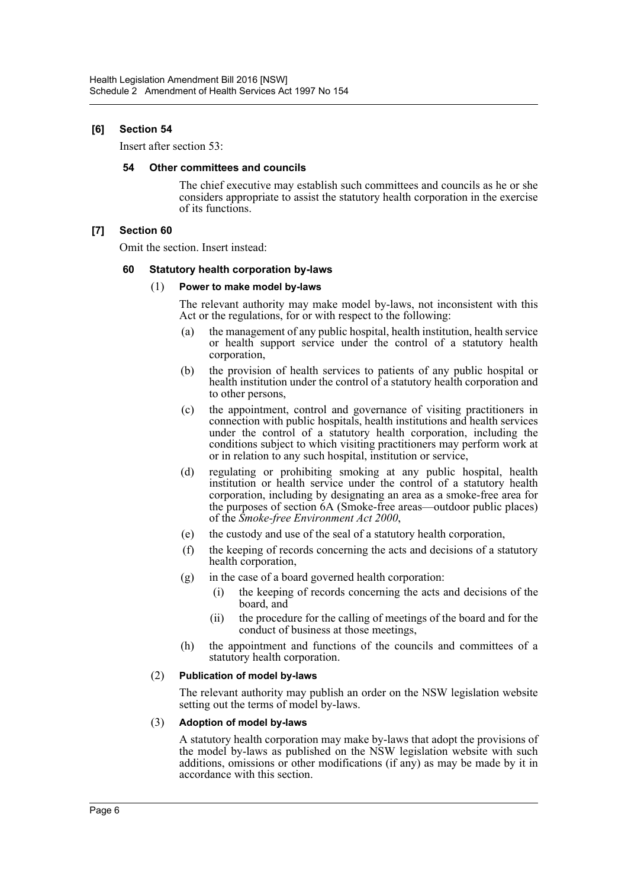**[6] Section 54**

Insert after section 53:

**54 Other committees and councils**

The chief executive may establish such committees and councils as he or she considers appropriate to assist the statutory health corporation in the exercise of its functions.

**[7] Section 60**

Omit the section. Insert instead:

**60 Statutory health corporation by-laws**

(1) **Power to make model by-laws**

The relevant authority may make model by-laws, not inconsistent with this Act or the regulations, for or with respect to the following:

- (a) the management of any public hospital, health institution, health service or health support service under the control of a statutory health corporation,
- (b) the provision of health services to patients of any public hospital or health institution under the control of a statutory health corporation and to other persons,
- (c) the appointment, control and governance of visiting practitioners in connection with public hospitals, health institutions and health services under the control of a statutory health corporation, including the conditions subject to which visiting practitioners may perform work at or in relation to any such hospital, institution or service,
- (d) regulating or prohibiting smoking at any public hospital, health institution or health service under the control of a statutory health corporation, including by designating an area as a smoke-free area for the purposes of section 6A (Smoke-free areas—outdoor public places) of the *Smoke-free Environment Act 2000*,
- (e) the custody and use of the seal of a statutory health corporation,
- (f) the keeping of records concerning the acts and decisions of a statutory health corporation,
- (g) in the case of a board governed health corporation:
  - (i) the keeping of records concerning the acts and decisions of the board, and
  - (ii) the procedure for the calling of meetings of the board and for the conduct of business at those meetings,
- (h) the appointment and functions of the councils and committees of a statutory health corporation.

(2) **Publication of model by-laws**

The relevant authority may publish an order on the NSW legislation website setting out the terms of model by-laws.

(3) **Adoption of model by-laws**

A statutory health corporation may make by-laws that adopt the provisions of the model by-laws as published on the NSW legislation website with such additions, omissions or other modifications (if any) as may be made by it in accordance with this section.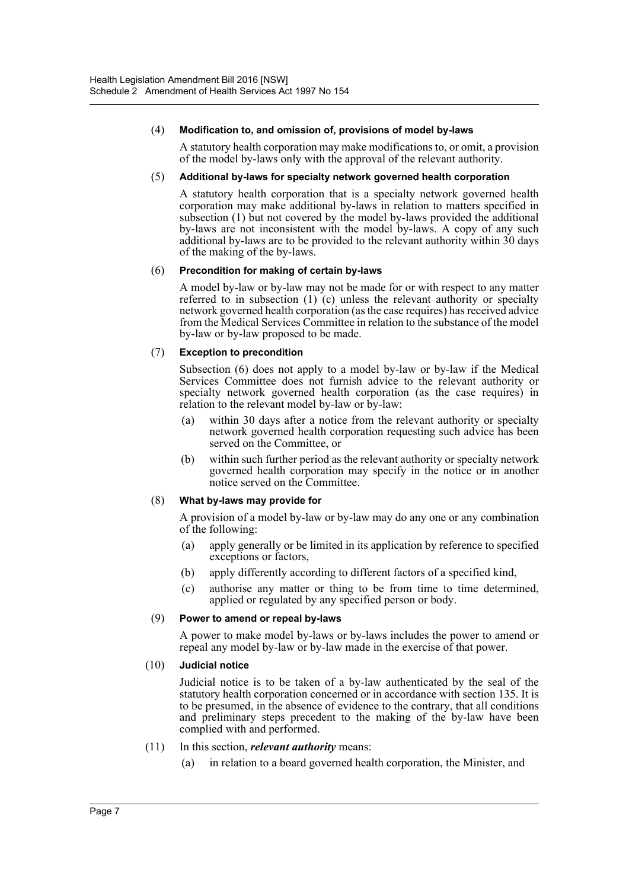(4) **Modification to, and omission of, provisions of model by-laws**

A statutory health corporation may make modifications to, or omit, a provision of the model by-laws only with the approval of the relevant authority.

(5) **Additional by-laws for specialty network governed health corporation**

A statutory health corporation that is a specialty network governed health corporation may make additional by-laws in relation to matters specified in subsection (1) but not covered by the model by-laws provided the additional by-laws are not inconsistent with the model by-laws. A copy of any such additional by-laws are to be provided to the relevant authority within 30 days of the making of the by-laws.

(6) **Precondition for making of certain by-laws**

A model by-law or by-law may not be made for or with respect to any matter referred to in subsection (1) (c) unless the relevant authority or specialty network governed health corporation (as the case requires) has received advice from the Medical Services Committee in relation to the substance of the model by-law or by-law proposed to be made.

(7) **Exception to precondition**

Subsection (6) does not apply to a model by-law or by-law if the Medical Services Committee does not furnish advice to the relevant authority or specialty network governed health corporation (as the case requires) in relation to the relevant model by-law or by-law:

- (a) within 30 days after a notice from the relevant authority or specialty network governed health corporation requesting such advice has been served on the Committee, or
- (b) within such further period as the relevant authority or specialty network governed health corporation may specify in the notice or in another notice served on the Committee.

(8) **What by-laws may provide for**

A provision of a model by-law or by-law may do any one or any combination of the following:

- (a) apply generally or be limited in its application by reference to specified exceptions or factors,
- (b) apply differently according to different factors of a specified kind,
- (c) authorise any matter or thing to be from time to time determined, applied or regulated by any specified person or body.

(9) **Power to amend or repeal by-laws**

A power to make model by-laws or by-laws includes the power to amend or repeal any model by-law or by-law made in the exercise of that power.

(10) **Judicial notice**

Judicial notice is to be taken of a by-law authenticated by the seal of the statutory health corporation concerned or in accordance with section 135. It is to be presumed, in the absence of evidence to the contrary, that all conditions and preliminary steps precedent to the making of the by-law have been complied with and performed.

(11) In this section, ***relevant authority*** means:

- (a) in relation to a board governed health corporation, the Minister, and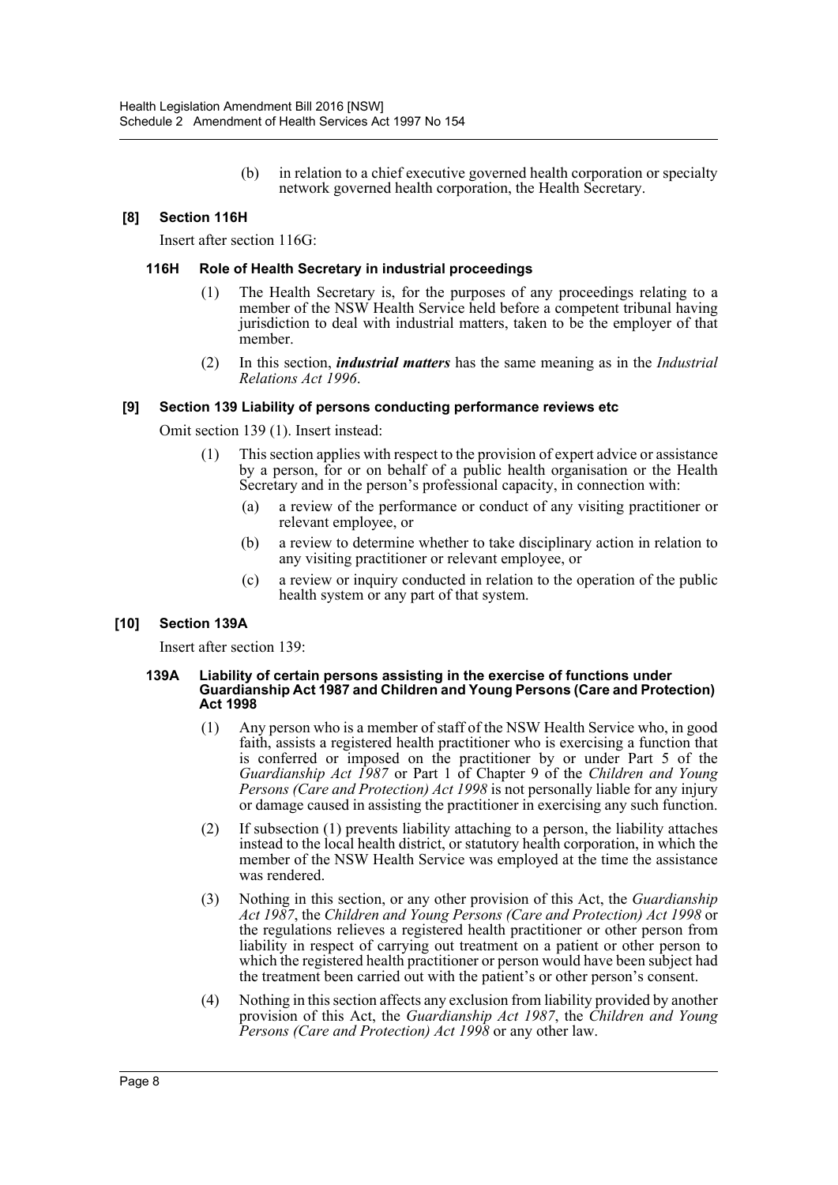(b) in relation to a chief executive governed health corporation or specialty network governed health corporation, the Health Secretary.

### [8] Section 116H

Insert after section 116G:

#### 116H Role of Health Secretary in industrial proceedings

(1) The Health Secretary is, for the purposes of any proceedings relating to a member of the NSW Health Service held before a competent tribunal having jurisdiction to deal with industrial matters, taken to be the employer of that member.

(2) In this section, ***industrial matters*** has the same meaning as in the *Industrial Relations Act 1996*.

### [9] Section 139 Liability of persons conducting performance reviews etc

Omit section 139 (1). Insert instead:

(1) This section applies with respect to the provision of expert advice or assistance by a person, for or on behalf of a public health organisation or the Health Secretary and in the person's professional capacity, in connection with:

(a) a review of the performance or conduct of any visiting practitioner or relevant employee, or

(b) a review to determine whether to take disciplinary action in relation to any visiting practitioner or relevant employee, or

(c) a review or inquiry conducted in relation to the operation of the public health system or any part of that system.

### [10] Section 139A

Insert after section 139:

#### 139A Liability of certain persons assisting in the exercise of functions under Guardianship Act 1987 and Children and Young Persons (Care and Protection) Act 1998

(1) Any person who is a member of staff of the NSW Health Service who, in good faith, assists a registered health practitioner who is exercising a function that is conferred or imposed on the practitioner by or under Part 5 of the *Guardianship Act 1987* or Part 1 of Chapter 9 of the *Children and Young Persons (Care and Protection) Act 1998* is not personally liable for any injury or damage caused in assisting the practitioner in exercising any such function.

(2) If subsection (1) prevents liability attaching to a person, the liability attaches instead to the local health district, or statutory health corporation, in which the member of the NSW Health Service was employed at the time the assistance was rendered.

(3) Nothing in this section, or any other provision of this Act, the *Guardianship Act 1987*, the *Children and Young Persons (Care and Protection) Act 1998* or the regulations relieves a registered health practitioner or other person from liability in respect of carrying out treatment on a patient or other person to which the registered health practitioner or person would have been subject had the treatment been carried out with the patient's or other person's consent.

(4) Nothing in this section affects any exclusion from liability provided by another provision of this Act, the *Guardianship Act 1987*, the *Children and Young Persons (Care and Protection) Act 1998* or any other law.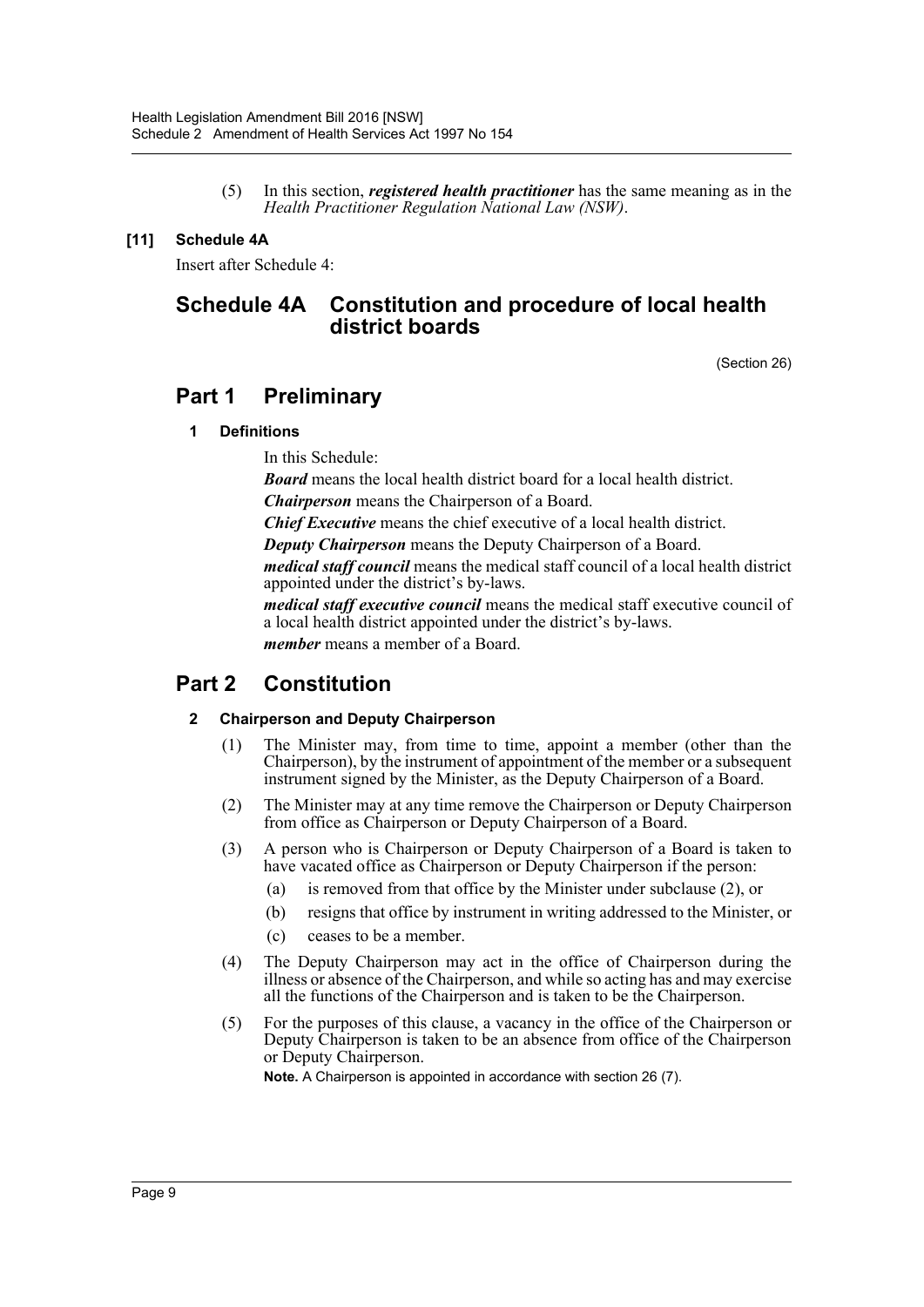(5) In this section, ***registered health practitioner*** has the same meaning as in the *Health Practitioner Regulation National Law (NSW)*.

**[11] Schedule 4A**

Insert after Schedule 4:

# Schedule 4A Constitution and procedure of local health district boards

(Section 26)

## Part 1 Preliminary

### 1 Definitions

In this Schedule:

***Board*** means the local health district board for a local health district.

***Chairperson*** means the Chairperson of a Board.

***Chief Executive*** means the chief executive of a local health district.

***Deputy Chairperson*** means the Deputy Chairperson of a Board.

***medical staff council*** means the medical staff council of a local health district appointed under the district's by-laws.

***medical staff executive council*** means the medical staff executive council of a local health district appointed under the district's by-laws.

***member*** means a member of a Board.

## Part 2 Constitution

### 2 Chairperson and Deputy Chairperson

(1) The Minister may, from time to time, appoint a member (other than the Chairperson), by the instrument of appointment of the member or a subsequent instrument signed by the Minister, as the Deputy Chairperson of a Board.

(2) The Minister may at any time remove the Chairperson or Deputy Chairperson from office as Chairperson or Deputy Chairperson of a Board.

(3) A person who is Chairperson or Deputy Chairperson of a Board is taken to have vacated office as Chairperson or Deputy Chairperson if the person:

- (a) is removed from that office by the Minister under subclause (2), or
- (b) resigns that office by instrument in writing addressed to the Minister, or
- (c) ceases to be a member.

(4) The Deputy Chairperson may act in the office of Chairperson during the illness or absence of the Chairperson, and while so acting has and may exercise all the functions of the Chairperson and is taken to be the Chairperson.

(5) For the purposes of this clause, a vacancy in the office of the Chairperson or Deputy Chairperson is taken to be an absence from office of the Chairperson or Deputy Chairperson.

**Note.** A Chairperson is appointed in accordance with section 26 (7).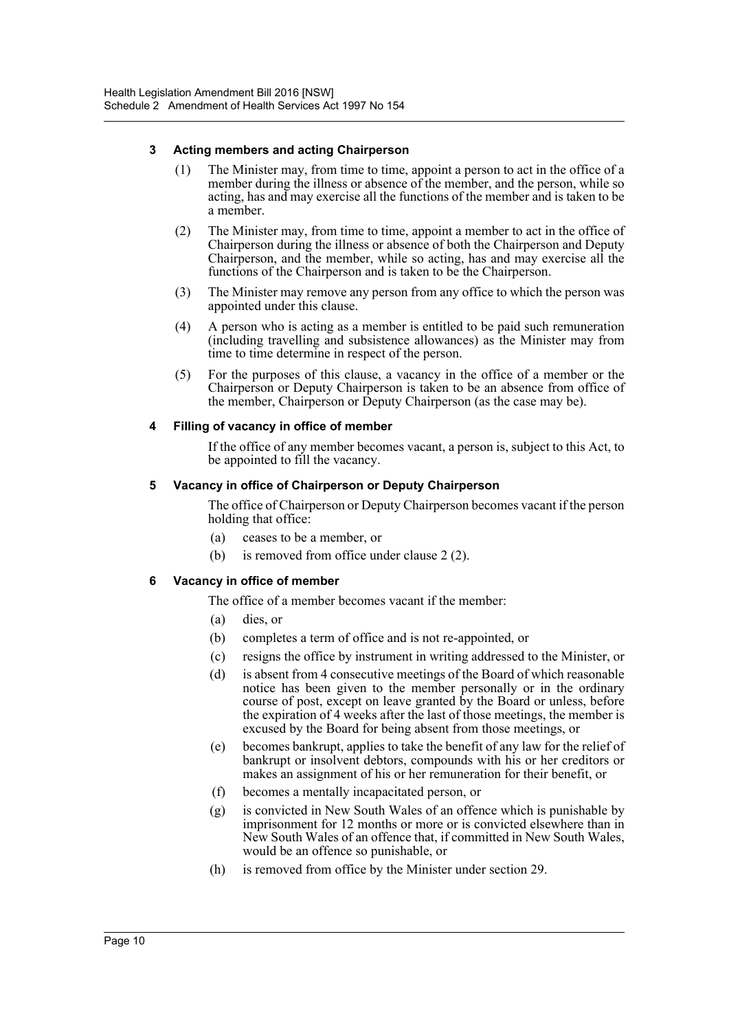#### 3 Acting members and acting Chairperson

(1) The Minister may, from time to time, appoint a person to act in the office of a member during the illness or absence of the member, and the person, while so acting, has and may exercise all the functions of the member and is taken to be a member.

(2) The Minister may, from time to time, appoint a member to act in the office of Chairperson during the illness or absence of both the Chairperson and Deputy Chairperson, and the member, while so acting, has and may exercise all the functions of the Chairperson and is taken to be the Chairperson.

(3) The Minister may remove any person from any office to which the person was appointed under this clause.

(4) A person who is acting as a member is entitled to be paid such remuneration (including travelling and subsistence allowances) as the Minister may from time to time determine in respect of the person.

(5) For the purposes of this clause, a vacancy in the office of a member or the Chairperson or Deputy Chairperson is taken to be an absence from office of the member, Chairperson or Deputy Chairperson (as the case may be).

#### 4 Filling of vacancy in office of member

If the office of any member becomes vacant, a person is, subject to this Act, to be appointed to fill the vacancy.

#### 5 Vacancy in office of Chairperson or Deputy Chairperson

The office of Chairperson or Deputy Chairperson becomes vacant if the person holding that office:

(a) ceases to be a member, or

(b) is removed from office under clause 2 (2).

#### 6 Vacancy in office of member

The office of a member becomes vacant if the member:

(a) dies, or

(b) completes a term of office and is not re-appointed, or

(c) resigns the office by instrument in writing addressed to the Minister, or

(d) is absent from 4 consecutive meetings of the Board of which reasonable notice has been given to the member personally or in the ordinary course of post, except on leave granted by the Board or unless, before the expiration of 4 weeks after the last of those meetings, the member is excused by the Board for being absent from those meetings, or

(e) becomes bankrupt, applies to take the benefit of any law for the relief of bankrupt or insolvent debtors, compounds with his or her creditors or makes an assignment of his or her remuneration for their benefit, or

(f) becomes a mentally incapacitated person, or

(g) is convicted in New South Wales of an offence which is punishable by imprisonment for 12 months or more or is convicted elsewhere than in New South Wales of an offence that, if committed in New South Wales, would be an offence so punishable, or

(h) is removed from office by the Minister under section 29.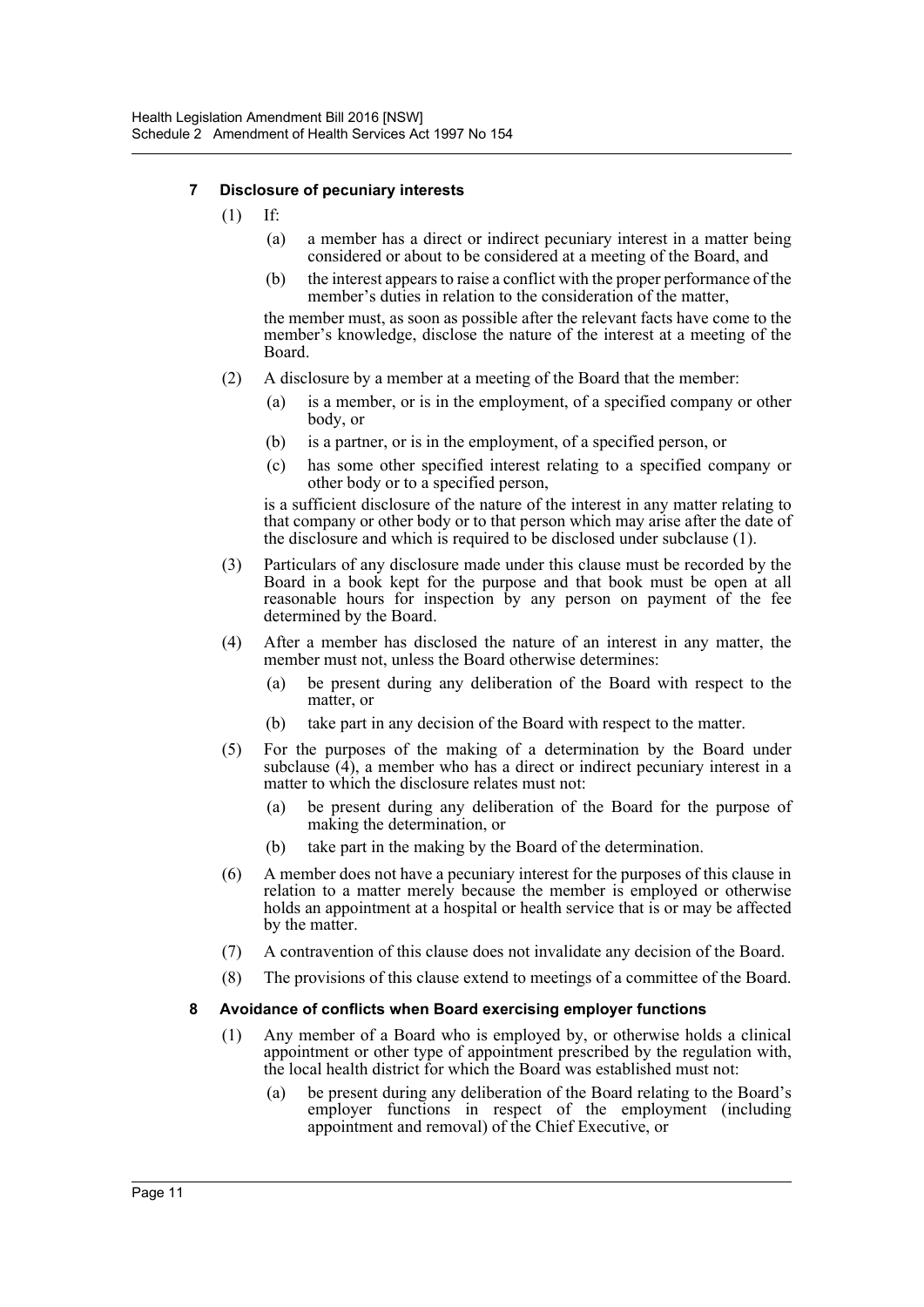#### 7 Disclosure of pecuniary interests

(1) If:

- (a) a member has a direct or indirect pecuniary interest in a matter being considered or about to be considered at a meeting of the Board, and
- (b) the interest appears to raise a conflict with the proper performance of the member's duties in relation to the consideration of the matter,

the member must, as soon as possible after the relevant facts have come to the member's knowledge, disclose the nature of the interest at a meeting of the Board.

(2) A disclosure by a member at a meeting of the Board that the member:

- (a) is a member, or is in the employment, of a specified company or other body, or
- (b) is a partner, or is in the employment, of a specified person, or
- (c) has some other specified interest relating to a specified company or other body or to a specified person,

is a sufficient disclosure of the nature of the interest in any matter relating to that company or other body or to that person which may arise after the date of the disclosure and which is required to be disclosed under subclause (1).

(3) Particulars of any disclosure made under this clause must be recorded by the Board in a book kept for the purpose and that book must be open at all reasonable hours for inspection by any person on payment of the fee determined by the Board.

(4) After a member has disclosed the nature of an interest in any matter, the member must not, unless the Board otherwise determines:

- (a) be present during any deliberation of the Board with respect to the matter, or
- (b) take part in any decision of the Board with respect to the matter.

(5) For the purposes of the making of a determination by the Board under subclause (4), a member who has a direct or indirect pecuniary interest in a matter to which the disclosure relates must not:

- (a) be present during any deliberation of the Board for the purpose of making the determination, or
- (b) take part in the making by the Board of the determination.

(6) A member does not have a pecuniary interest for the purposes of this clause in relation to a matter merely because the member is employed or otherwise holds an appointment at a hospital or health service that is or may be affected by the matter.

(7) A contravention of this clause does not invalidate any decision of the Board.

(8) The provisions of this clause extend to meetings of a committee of the Board.

#### 8 Avoidance of conflicts when Board exercising employer functions

(1) Any member of a Board who is employed by, or otherwise holds a clinical appointment or other type of appointment prescribed by the regulation with, the local health district for which the Board was established must not:

- (a) be present during any deliberation of the Board relating to the Board's employer functions in respect of the employment (including appointment and removal) of the Chief Executive, or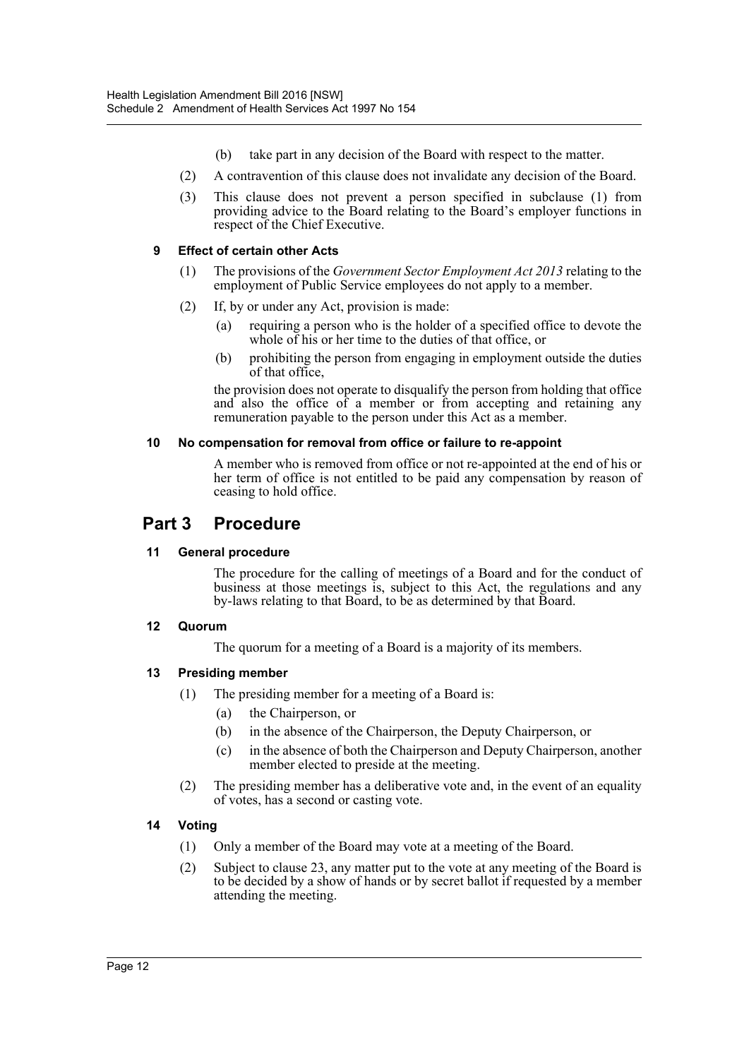(b) take part in any decision of the Board with respect to the matter.

(2) A contravention of this clause does not invalidate any decision of the Board.

(3) This clause does not prevent a person specified in subclause (1) from providing advice to the Board relating to the Board's employer functions in respect of the Chief Executive.

**9 Effect of certain other Acts**

(1) The provisions of the *Government Sector Employment Act 2013* relating to the employment of Public Service employees do not apply to a member.

(2) If, by or under any Act, provision is made:

(a) requiring a person who is the holder of a specified office to devote the whole of his or her time to the duties of that office, or

(b) prohibiting the person from engaging in employment outside the duties of that office,

the provision does not operate to disqualify the person from holding that office and also the office of a member or from accepting and retaining any remuneration payable to the person under this Act as a member.

**10 No compensation for removal from office or failure to re-appoint**

A member who is removed from office or not re-appointed at the end of his or her term of office is not entitled to be paid any compensation by reason of ceasing to hold office.

## Part 3 Procedure

**11 General procedure**

The procedure for the calling of meetings of a Board and for the conduct of business at those meetings is, subject to this Act, the regulations and any by-laws relating to that Board, to be as determined by that Board.

**12 Quorum**

The quorum for a meeting of a Board is a majority of its members.

**13 Presiding member**

(1) The presiding member for a meeting of a Board is:

(a) the Chairperson, or

(b) in the absence of the Chairperson, the Deputy Chairperson, or

(c) in the absence of both the Chairperson and Deputy Chairperson, another member elected to preside at the meeting.

(2) The presiding member has a deliberative vote and, in the event of an equality of votes, has a second or casting vote.

**14 Voting**

(1) Only a member of the Board may vote at a meeting of the Board.

(2) Subject to clause 23, any matter put to the vote at any meeting of the Board is to be decided by a show of hands or by secret ballot if requested by a member attending the meeting.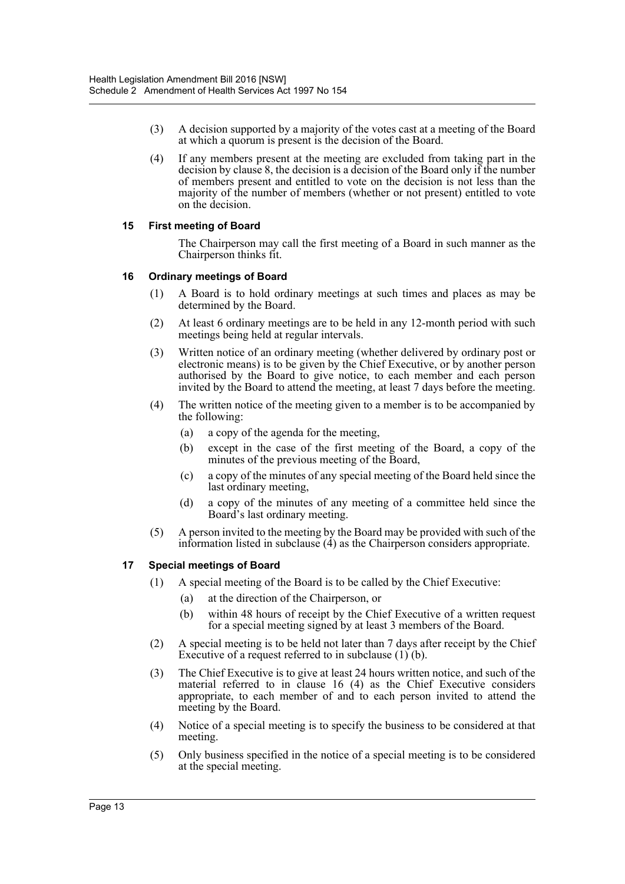(3) A decision supported by a majority of the votes cast at a meeting of the Board at which a quorum is present is the decision of the Board.

(4) If any members present at the meeting are excluded from taking part in the decision by clause 8, the decision is a decision of the Board only if the number of members present and entitled to vote on the decision is not less than the majority of the number of members (whether or not present) entitled to vote on the decision.

**15 First meeting of Board**

The Chairperson may call the first meeting of a Board in such manner as the Chairperson thinks fit.

**16 Ordinary meetings of Board**

(1) A Board is to hold ordinary meetings at such times and places as may be determined by the Board.

(2) At least 6 ordinary meetings are to be held in any 12-month period with such meetings being held at regular intervals.

(3) Written notice of an ordinary meeting (whether delivered by ordinary post or electronic means) is to be given by the Chief Executive, or by another person authorised by the Board to give notice, to each member and each person invited by the Board to attend the meeting, at least 7 days before the meeting.

(4) The written notice of the meeting given to a member is to be accompanied by the following:

(a) a copy of the agenda for the meeting,

(b) except in the case of the first meeting of the Board, a copy of the minutes of the previous meeting of the Board,

(c) a copy of the minutes of any special meeting of the Board held since the last ordinary meeting,

(d) a copy of the minutes of any meeting of a committee held since the Board's last ordinary meeting.

(5) A person invited to the meeting by the Board may be provided with such of the information listed in subclause (4) as the Chairperson considers appropriate.

**17 Special meetings of Board**

(1) A special meeting of the Board is to be called by the Chief Executive:

(a) at the direction of the Chairperson, or

(b) within 48 hours of receipt by the Chief Executive of a written request for a special meeting signed by at least 3 members of the Board.

(2) A special meeting is to be held not later than 7 days after receipt by the Chief Executive of a request referred to in subclause (1) (b).

(3) The Chief Executive is to give at least 24 hours written notice, and such of the material referred to in clause 16 (4) as the Chief Executive considers appropriate, to each member of and to each person invited to attend the meeting by the Board.

(4) Notice of a special meeting is to specify the business to be considered at that meeting.

(5) Only business specified in the notice of a special meeting is to be considered at the special meeting.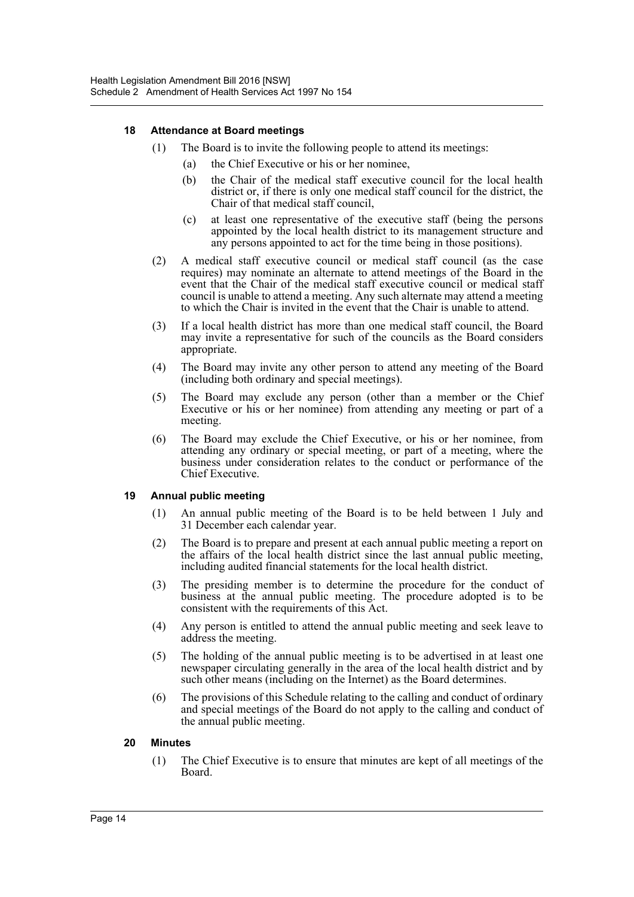#### 18 Attendance at Board meetings

(1) The Board is to invite the following people to attend its meetings:

(a) the Chief Executive or his or her nominee,

(b) the Chair of the medical staff executive council for the local health district or, if there is only one medical staff council for the district, the Chair of that medical staff council,

(c) at least one representative of the executive staff (being the persons appointed by the local health district to its management structure and any persons appointed to act for the time being in those positions).

(2) A medical staff executive council or medical staff council (as the case requires) may nominate an alternate to attend meetings of the Board in the event that the Chair of the medical staff executive council or medical staff council is unable to attend a meeting. Any such alternate may attend a meeting to which the Chair is invited in the event that the Chair is unable to attend.

(3) If a local health district has more than one medical staff council, the Board may invite a representative for such of the councils as the Board considers appropriate.

(4) The Board may invite any other person to attend any meeting of the Board (including both ordinary and special meetings).

(5) The Board may exclude any person (other than a member or the Chief Executive or his or her nominee) from attending any meeting or part of a meeting.

(6) The Board may exclude the Chief Executive, or his or her nominee, from attending any ordinary or special meeting, or part of a meeting, where the business under consideration relates to the conduct or performance of the Chief Executive.

#### 19 Annual public meeting

(1) An annual public meeting of the Board is to be held between 1 July and 31 December each calendar year.

(2) The Board is to prepare and present at each annual public meeting a report on the affairs of the local health district since the last annual public meeting, including audited financial statements for the local health district.

(3) The presiding member is to determine the procedure for the conduct of business at the annual public meeting. The procedure adopted is to be consistent with the requirements of this Act.

(4) Any person is entitled to attend the annual public meeting and seek leave to address the meeting.

(5) The holding of the annual public meeting is to be advertised in at least one newspaper circulating generally in the area of the local health district and by such other means (including on the Internet) as the Board determines.

(6) The provisions of this Schedule relating to the calling and conduct of ordinary and special meetings of the Board do not apply to the calling and conduct of the annual public meeting.

#### 20 Minutes

(1) The Chief Executive is to ensure that minutes are kept of all meetings of the Board.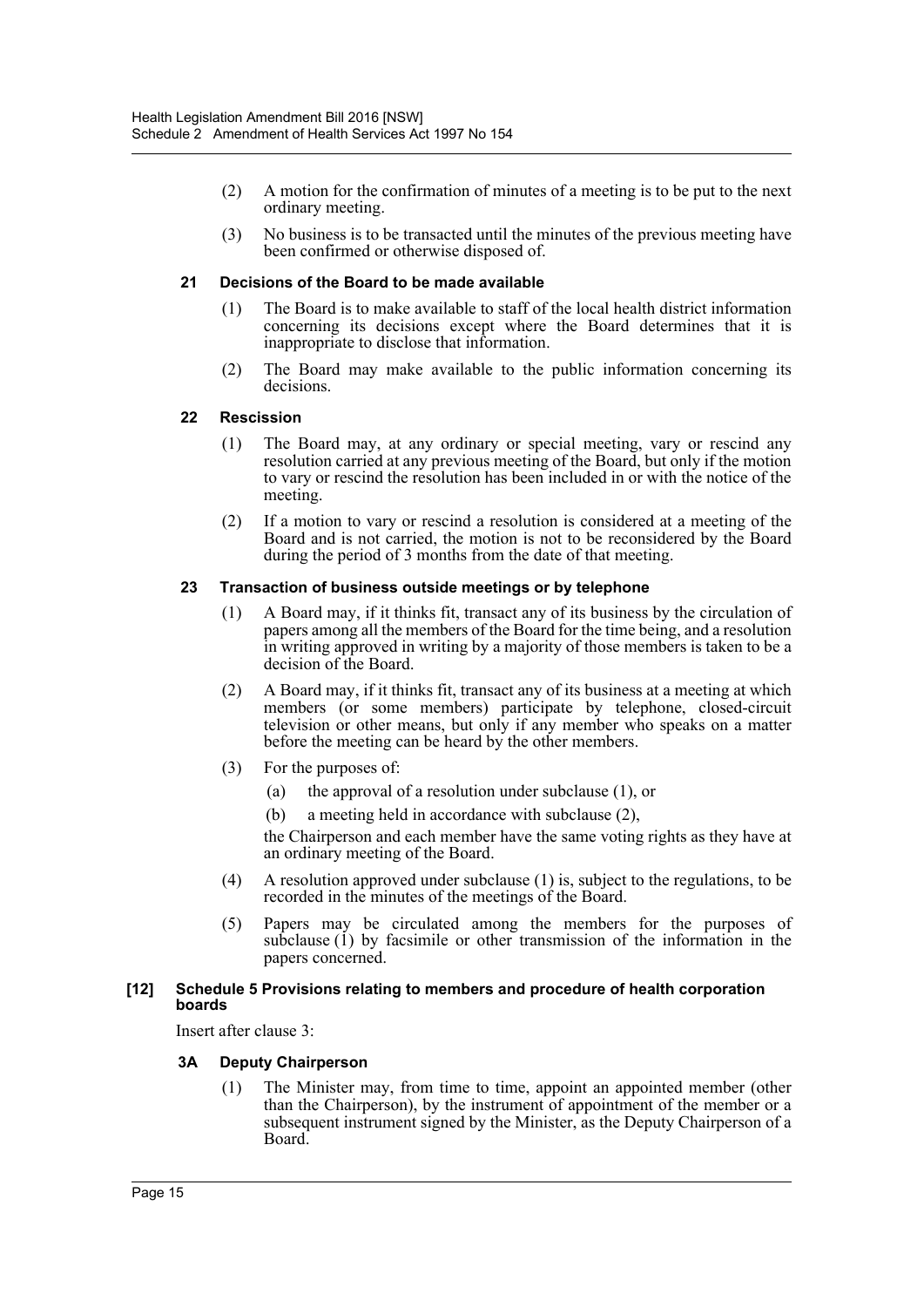(2) A motion for the confirmation of minutes of a meeting is to be put to the next ordinary meeting.

(3) No business is to be transacted until the minutes of the previous meeting have been confirmed or otherwise disposed of.

#### 21 Decisions of the Board to be made available

(1) The Board is to make available to staff of the local health district information concerning its decisions except where the Board determines that it is inappropriate to disclose that information.

(2) The Board may make available to the public information concerning its decisions.

#### 22 Rescission

(1) The Board may, at any ordinary or special meeting, vary or rescind any resolution carried at any previous meeting of the Board, but only if the motion to vary or rescind the resolution has been included in or with the notice of the meeting.

(2) If a motion to vary or rescind a resolution is considered at a meeting of the Board and is not carried, the motion is not to be reconsidered by the Board during the period of 3 months from the date of that meeting.

#### 23 Transaction of business outside meetings or by telephone

(1) A Board may, if it thinks fit, transact any of its business by the circulation of papers among all the members of the Board for the time being, and a resolution in writing approved in writing by a majority of those members is taken to be a decision of the Board.

(2) A Board may, if it thinks fit, transact any of its business at a meeting at which members (or some members) participate by telephone, closed-circuit television or other means, but only if any member who speaks on a matter before the meeting can be heard by the other members.

(3) For the purposes of:

(a) the approval of a resolution under subclause (1), or

(b) a meeting held in accordance with subclause (2),

the Chairperson and each member have the same voting rights as they have at an ordinary meeting of the Board.

(4) A resolution approved under subclause (1) is, subject to the regulations, to be recorded in the minutes of the meetings of the Board.

(5) Papers may be circulated among the members for the purposes of subclause (1) by facsimile or other transmission of the information in the papers concerned.

### [12] Schedule 5 Provisions relating to members and procedure of health corporation boards

Insert after clause 3:

#### 3A Deputy Chairperson

(1) The Minister may, from time to time, appoint an appointed member (other than the Chairperson), by the instrument of appointment of the member or a subsequent instrument signed by the Minister, as the Deputy Chairperson of a Board.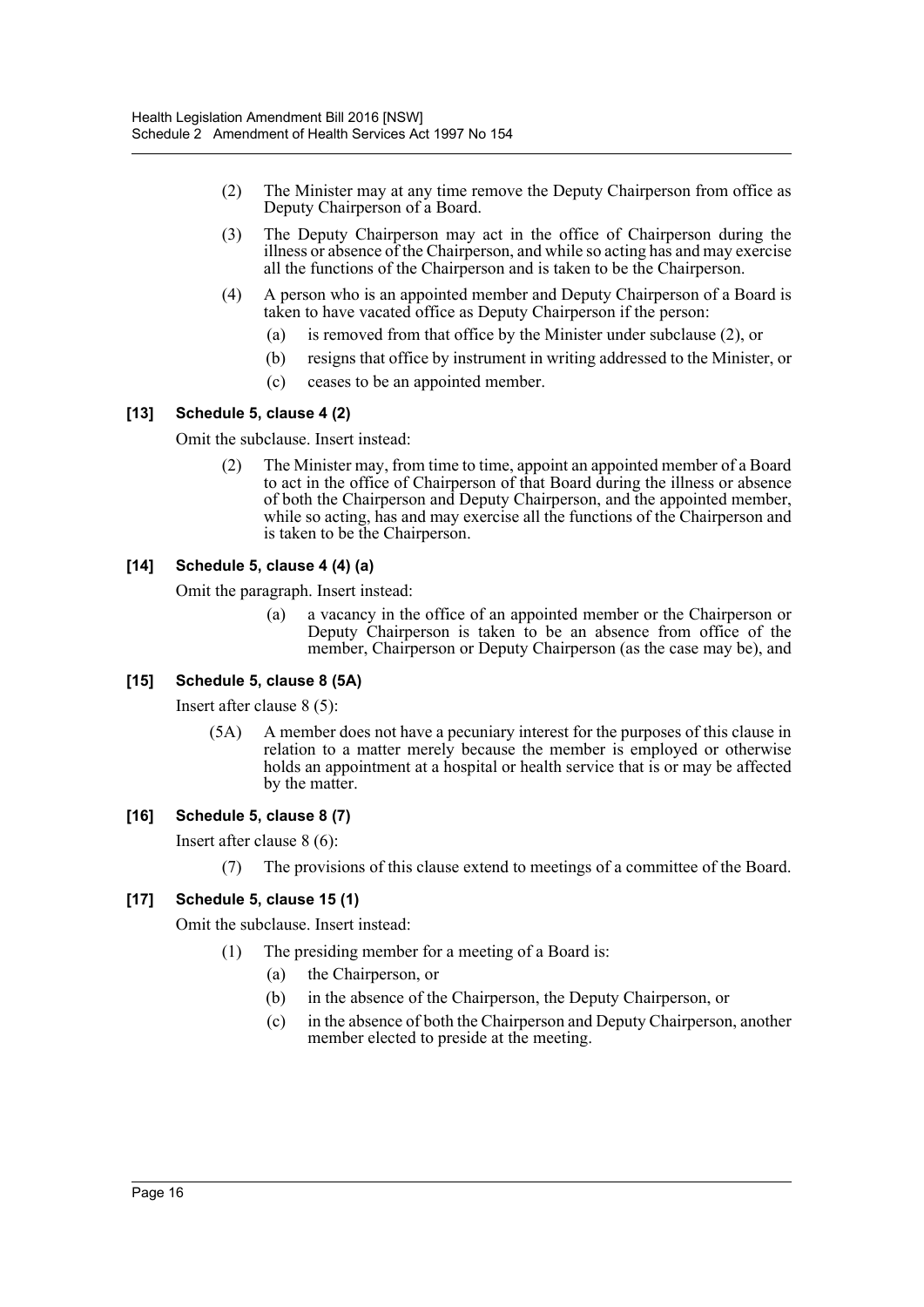(2) The Minister may at any time remove the Deputy Chairperson from office as Deputy Chairperson of a Board.

(3) The Deputy Chairperson may act in the office of Chairperson during the illness or absence of the Chairperson, and while so acting has and may exercise all the functions of the Chairperson and is taken to be the Chairperson.

(4) A person who is an appointed member and Deputy Chairperson of a Board is taken to have vacated office as Deputy Chairperson if the person:

(a) is removed from that office by the Minister under subclause (2), or

(b) resigns that office by instrument in writing addressed to the Minister, or

(c) ceases to be an appointed member.

#### [13] Schedule 5, clause 4 (2)

Omit the subclause. Insert instead:

(2) The Minister may, from time to time, appoint an appointed member of a Board to act in the office of Chairperson of that Board during the illness or absence of both the Chairperson and Deputy Chairperson, and the appointed member, while so acting, has and may exercise all the functions of the Chairperson and is taken to be the Chairperson.

#### [14] Schedule 5, clause 4 (4) (a)

Omit the paragraph. Insert instead:

(a) a vacancy in the office of an appointed member or the Chairperson or Deputy Chairperson is taken to be an absence from office of the member, Chairperson or Deputy Chairperson (as the case may be), and

#### [15] Schedule 5, clause 8 (5A)

Insert after clause 8 (5):

(5A) A member does not have a pecuniary interest for the purposes of this clause in relation to a matter merely because the member is employed or otherwise holds an appointment at a hospital or health service that is or may be affected by the matter.

#### [16] Schedule 5, clause 8 (7)

Insert after clause 8 (6):

(7) The provisions of this clause extend to meetings of a committee of the Board.

#### [17] Schedule 5, clause 15 (1)

Omit the subclause. Insert instead:

(1) The presiding member for a meeting of a Board is:

(a) the Chairperson, or

(b) in the absence of the Chairperson, the Deputy Chairperson, or

(c) in the absence of both the Chairperson and Deputy Chairperson, another member elected to preside at the meeting.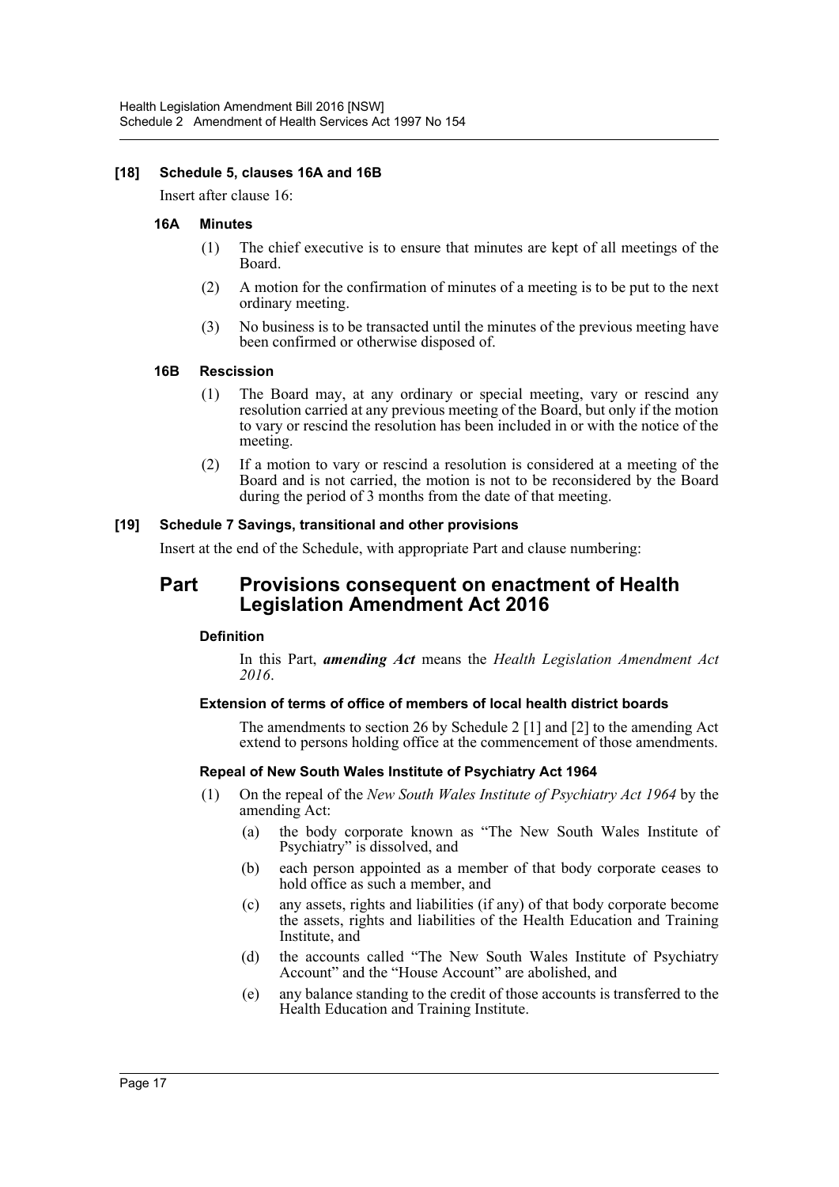**[18] Schedule 5, clauses 16A and 16B**

Insert after clause 16:

**16A Minutes**

(1) The chief executive is to ensure that minutes are kept of all meetings of the Board.

(2) A motion for the confirmation of minutes of a meeting is to be put to the next ordinary meeting.

(3) No business is to be transacted until the minutes of the previous meeting have been confirmed or otherwise disposed of.

**16B Rescission**

(1) The Board may, at any ordinary or special meeting, vary or rescind any resolution carried at any previous meeting of the Board, but only if the motion to vary or rescind the resolution has been included in or with the notice of the meeting.

(2) If a motion to vary or rescind a resolution is considered at a meeting of the Board and is not carried, the motion is not to be reconsidered by the Board during the period of 3 months from the date of that meeting.

**[19] Schedule 7 Savings, transitional and other provisions**

Insert at the end of the Schedule, with appropriate Part and clause numbering:

# Part Provisions consequent on enactment of Health Legislation Amendment Act 2016

**Definition**

In this Part, ***amending Act*** means the *Health Legislation Amendment Act 2016*.

**Extension of terms of office of members of local health district boards**

The amendments to section 26 by Schedule 2 [1] and [2] to the amending Act extend to persons holding office at the commencement of those amendments.

**Repeal of New South Wales Institute of Psychiatry Act 1964**

(1) On the repeal of the *New South Wales Institute of Psychiatry Act 1964* by the amending Act:

(a) the body corporate known as "The New South Wales Institute of Psychiatry" is dissolved, and

(b) each person appointed as a member of that body corporate ceases to hold office as such a member, and

(c) any assets, rights and liabilities (if any) of that body corporate become the assets, rights and liabilities of the Health Education and Training Institute, and

(d) the accounts called "The New South Wales Institute of Psychiatry Account" and the "House Account" are abolished, and

(e) any balance standing to the credit of those accounts is transferred to the Health Education and Training Institute.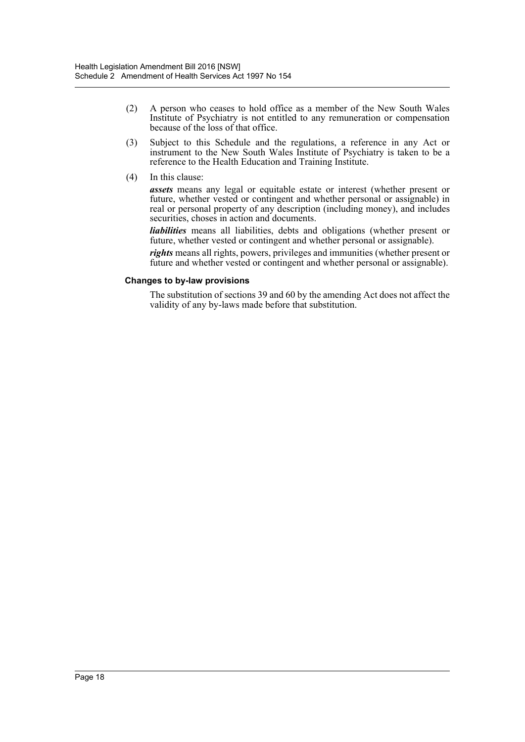(2) A person who ceases to hold office as a member of the New South Wales Institute of Psychiatry is not entitled to any remuneration or compensation because of the loss of that office.

(3) Subject to this Schedule and the regulations, a reference in any Act or instrument to the New South Wales Institute of Psychiatry is taken to be a reference to the Health Education and Training Institute.

(4) In this clause:

***assets*** means any legal or equitable estate or interest (whether present or future, whether vested or contingent and whether personal or assignable) in real or personal property of any description (including money), and includes securities, choses in action and documents.

***liabilities*** means all liabilities, debts and obligations (whether present or future, whether vested or contingent and whether personal or assignable).

***rights*** means all rights, powers, privileges and immunities (whether present or future and whether vested or contingent and whether personal or assignable).

**Changes to by-law provisions**

The substitution of sections 39 and 60 by the amending Act does not affect the validity of any by-laws made before that substitution.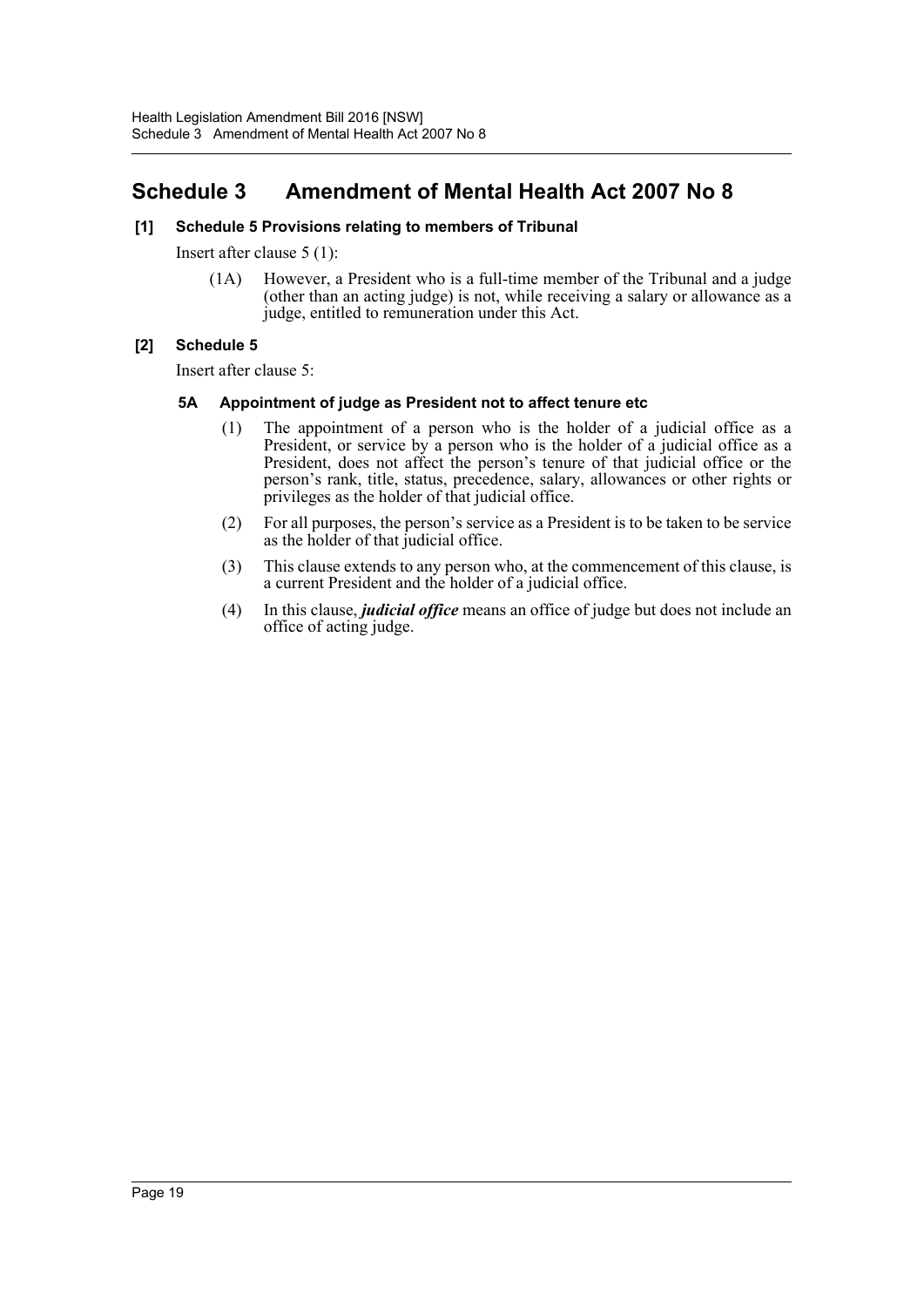# Schedule 3 Amendment of Mental Health Act 2007 No 8

**[1] Schedule 5 Provisions relating to members of Tribunal**

Insert after clause 5 (1):

(1A) However, a President who is a full-time member of the Tribunal and a judge (other than an acting judge) is not, while receiving a salary or allowance as a judge, entitled to remuneration under this Act.

**[2] Schedule 5**

Insert after clause 5:

**5A Appointment of judge as President not to affect tenure etc**

(1) The appointment of a person who is the holder of a judicial office as a President, or service by a person who is the holder of a judicial office as a President, does not affect the person's tenure of that judicial office or the person's rank, title, status, precedence, salary, allowances or other rights or privileges as the holder of that judicial office.

(2) For all purposes, the person's service as a President is to be taken to be service as the holder of that judicial office.

(3) This clause extends to any person who, at the commencement of this clause, is a current President and the holder of a judicial office.

(4) In this clause, ***judicial office*** means an office of judge but does not include an office of acting judge.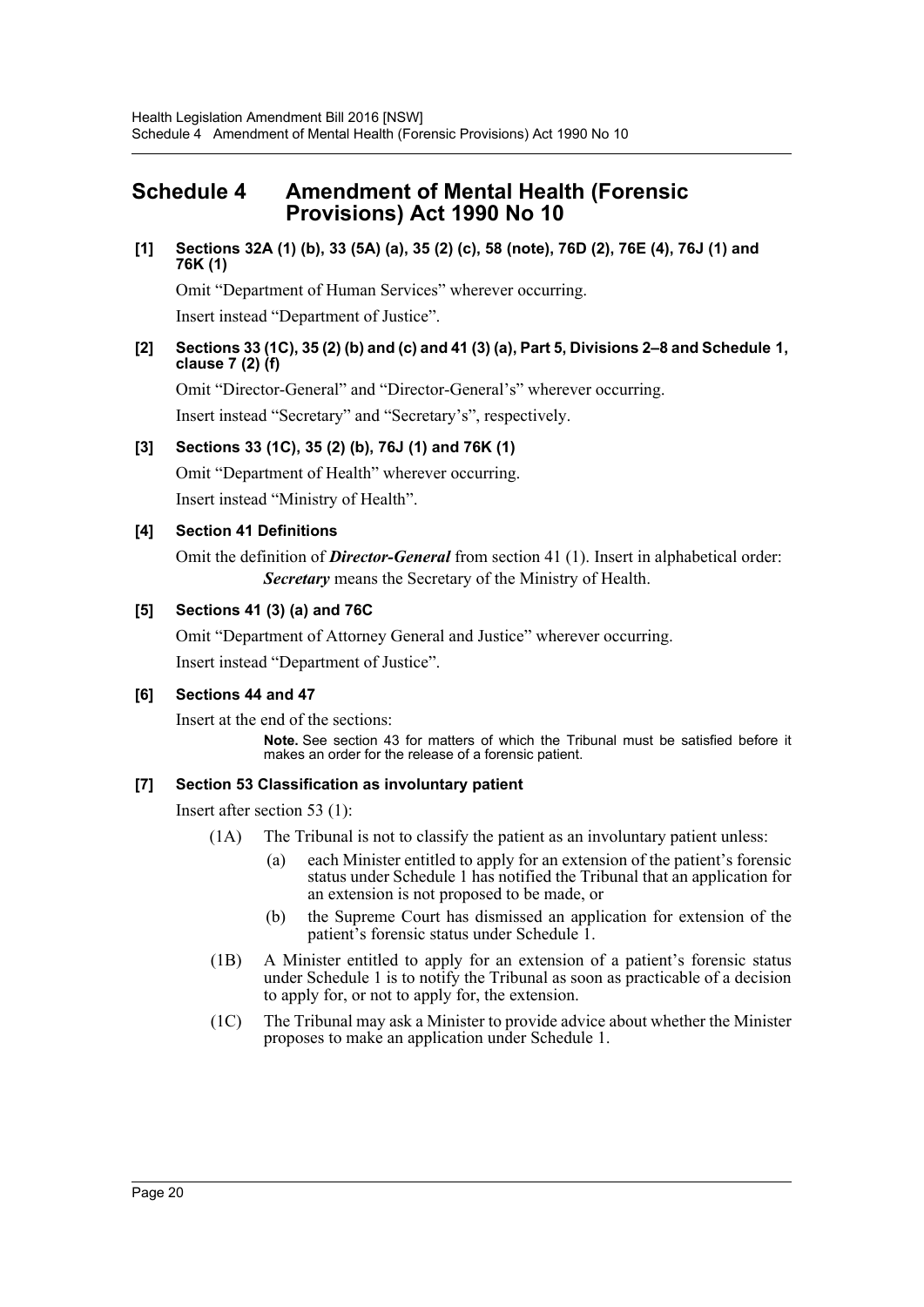# Schedule 4 Amendment of Mental Health (Forensic Provisions) Act 1990 No 10

**[1] Sections 32A (1) (b), 33 (5A) (a), 35 (2) (c), 58 (note), 76D (2), 76E (4), 76J (1) and 76K (1)**

Omit "Department of Human Services" wherever occurring.

Insert instead "Department of Justice".

**[2] Sections 33 (1C), 35 (2) (b) and (c) and 41 (3) (a), Part 5, Divisions 2–8 and Schedule 1, clause 7 (2) (f)**

Omit "Director-General" and "Director-General's" wherever occurring.

Insert instead "Secretary" and "Secretary's", respectively.

**[3] Sections 33 (1C), 35 (2) (b), 76J (1) and 76K (1)**

Omit "Department of Health" wherever occurring.

Insert instead "Ministry of Health".

**[4] Section 41 Definitions**

Omit the definition of ***Director-General*** from section 41 (1). Insert in alphabetical order:

> ***Secretary*** means the Secretary of the Ministry of Health.

**[5] Sections 41 (3) (a) and 76C**

Omit "Department of Attorney General and Justice" wherever occurring.

Insert instead "Department of Justice".

**[6] Sections 44 and 47**

Insert at the end of the sections:

> **Note.** See section 43 for matters of which the Tribunal must be satisfied before it makes an order for the release of a forensic patient.

**[7] Section 53 Classification as involuntary patient**

Insert after section 53 (1):

(1A) The Tribunal is not to classify the patient as an involuntary patient unless:

- (a) each Minister entitled to apply for an extension of the patient's forensic status under Schedule 1 has notified the Tribunal that an application for an extension is not proposed to be made, or
- (b) the Supreme Court has dismissed an application for extension of the patient's forensic status under Schedule 1.

(1B) A Minister entitled to apply for an extension of a patient's forensic status under Schedule 1 is to notify the Tribunal as soon as practicable of a decision to apply for, or not to apply for, the extension.

(1C) The Tribunal may ask a Minister to provide advice about whether the Minister proposes to make an application under Schedule 1.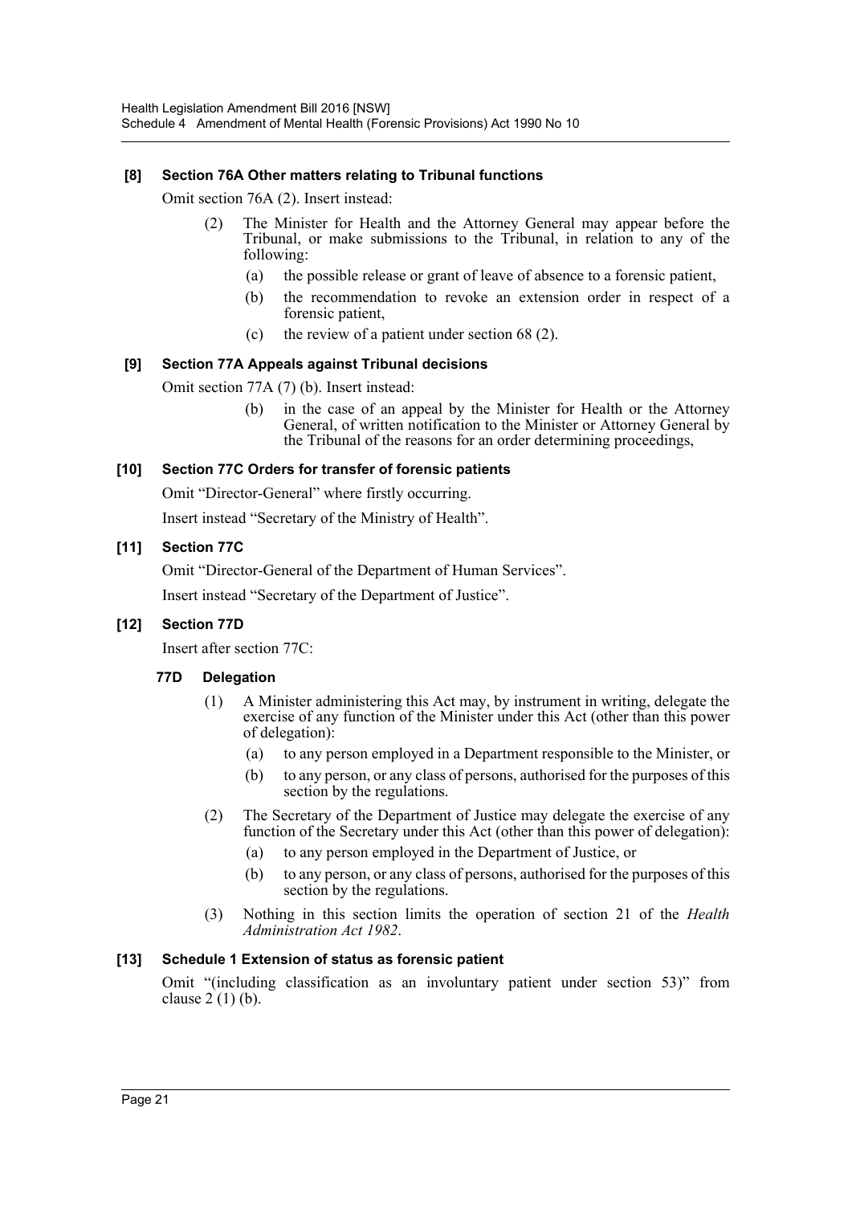### [8] Section 76A Other matters relating to Tribunal functions

Omit section 76A (2). Insert instead:

> (2) The Minister for Health and the Attorney General may appear before the Tribunal, or make submissions to the Tribunal, in relation to any of the following:
>
> (a) the possible release or grant of leave of absence to a forensic patient,
>
> (b) the recommendation to revoke an extension order in respect of a forensic patient,
>
> (c) the review of a patient under section 68 (2).

### [9] Section 77A Appeals against Tribunal decisions

Omit section 77A (7) (b). Insert instead:

> (b) in the case of an appeal by the Minister for Health or the Attorney General, of written notification to the Minister or Attorney General by the Tribunal of the reasons for an order determining proceedings,

### [10] Section 77C Orders for transfer of forensic patients

Omit "Director-General" where firstly occurring.

Insert instead "Secretary of the Ministry of Health".

### [11] Section 77C

Omit "Director-General of the Department of Human Services".

Insert instead "Secretary of the Department of Justice".

### [12] Section 77D

Insert after section 77C:

> **77D Delegation**
>
> (1) A Minister administering this Act may, by instrument in writing, delegate the exercise of any function of the Minister under this Act (other than this power of delegation):
>
> (a) to any person employed in a Department responsible to the Minister, or
>
> (b) to any person, or any class of persons, authorised for the purposes of this section by the regulations.
>
> (2) The Secretary of the Department of Justice may delegate the exercise of any function of the Secretary under this Act (other than this power of delegation):
>
> (a) to any person employed in the Department of Justice, or
>
> (b) to any person, or any class of persons, authorised for the purposes of this section by the regulations.
>
> (3) Nothing in this section limits the operation of section 21 of the *Health Administration Act 1982*.

### [13] Schedule 1 Extension of status as forensic patient

Omit "(including classification as an involuntary patient under section 53)" from clause 2 (1) (b).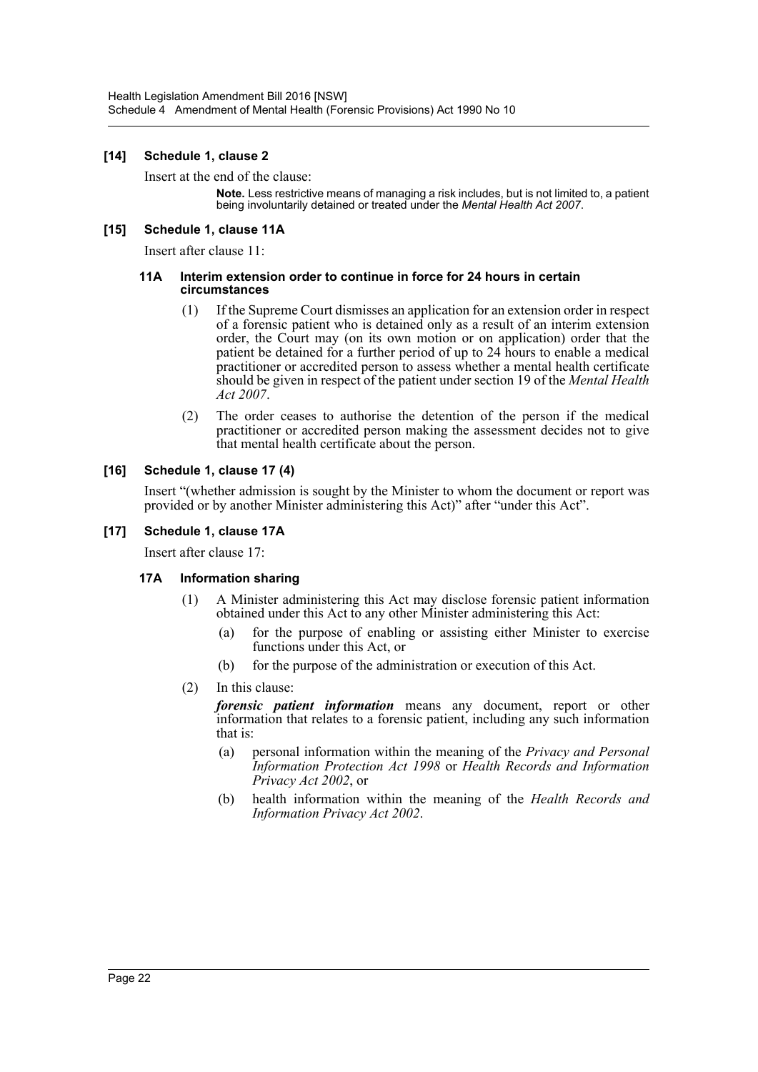### [14] Schedule 1, clause 2

Insert at the end of the clause:

> **Note.** Less restrictive means of managing a risk includes, but is not limited to, a patient being involuntarily detained or treated under the *Mental Health Act 2007*.

### [15] Schedule 1, clause 11A

Insert after clause 11:

#### 11A Interim extension order to continue in force for 24 hours in certain circumstances

(1) If the Supreme Court dismisses an application for an extension order in respect of a forensic patient who is detained only as a result of an interim extension order, the Court may (on its own motion or on application) order that the patient be detained for a further period of up to 24 hours to enable a medical practitioner or accredited person to assess whether a mental health certificate should be given in respect of the patient under section 19 of the *Mental Health Act 2007*.

(2) The order ceases to authorise the detention of the person if the medical practitioner or accredited person making the assessment decides not to give that mental health certificate about the person.

### [16] Schedule 1, clause 17 (4)

Insert "(whether admission is sought by the Minister to whom the document or report was provided or by another Minister administering this Act)" after "under this Act".

### [17] Schedule 1, clause 17A

Insert after clause 17:

#### 17A Information sharing

(1) A Minister administering this Act may disclose forensic patient information obtained under this Act to any other Minister administering this Act:

- (a) for the purpose of enabling or assisting either Minister to exercise functions under this Act, or
- (b) for the purpose of the administration or execution of this Act.

(2) In this clause:

***forensic patient information*** means any document, report or other information that relates to a forensic patient, including any such information that is:

- (a) personal information within the meaning of the *Privacy and Personal Information Protection Act 1998* or *Health Records and Information Privacy Act 2002*, or
- (b) health information within the meaning of the *Health Records and Information Privacy Act 2002*.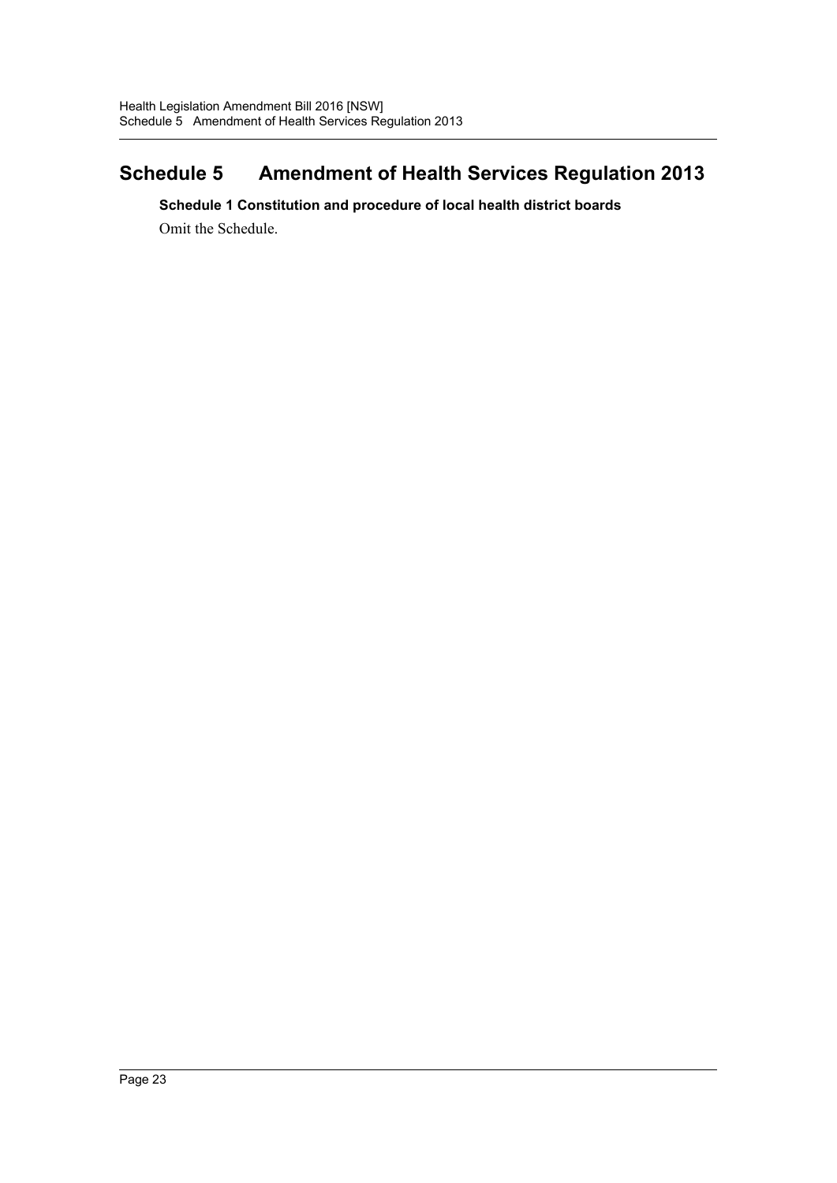# Schedule 5 Amendment of Health Services Regulation 2013

**Schedule 1 Constitution and procedure of local health district boards**

Omit the Schedule.